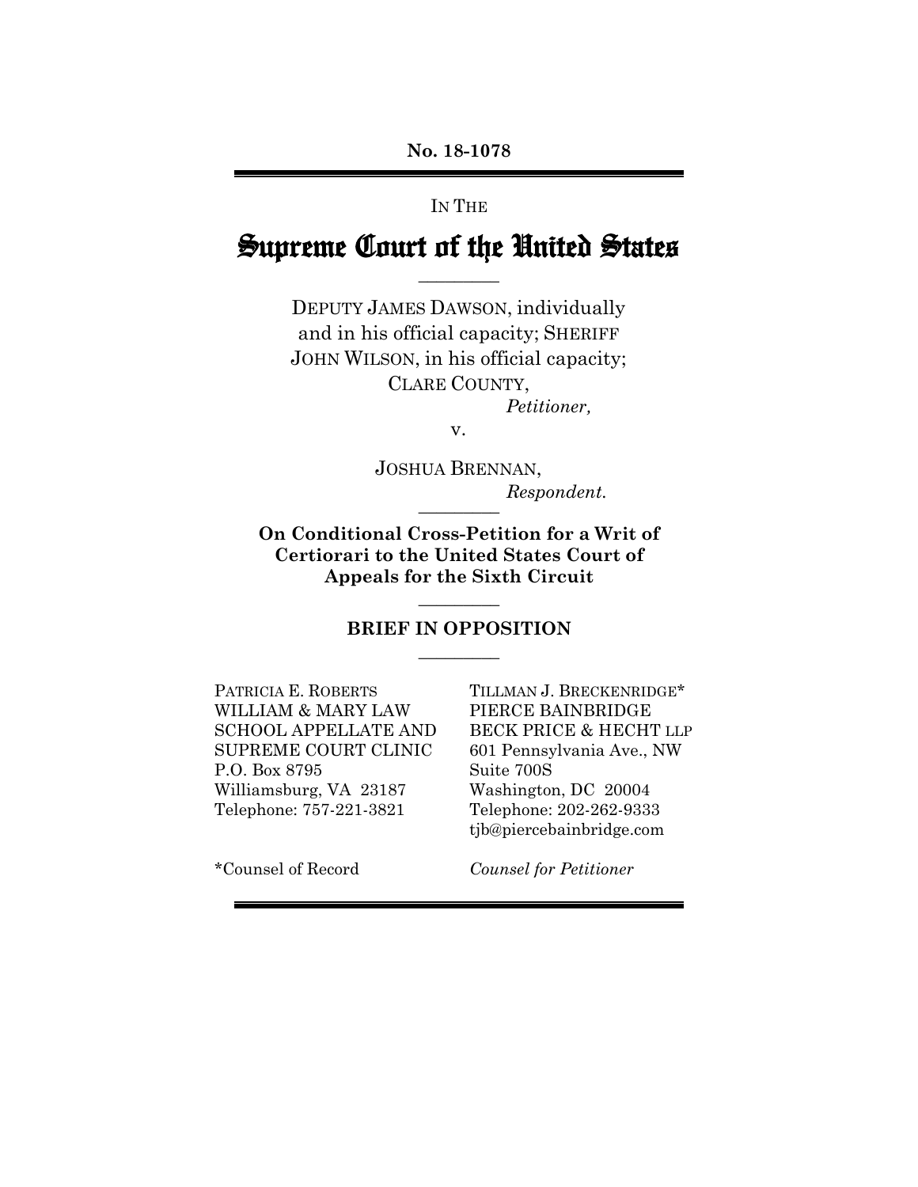**No. 18-1078**

---

IN THE

# Supreme Court of the United States

---

DEPUTY JAMES DAWSON, individually and in his official capacity; SHERIFF JOHN WILSON, in his official capacity; CLARE COUNTY,

*Petitioner,*

v.

JOSHUA BRENNAN,

*Respondent.*

---

**On Conditional Cross-Petition for a Writ of Certiorari to the United States Court of Appeals for the Sixth Circuit**

---

**BRIEF IN OPPOSITION**

---

PATRICIA E. ROBERTS
WILLIAM & MARY LAW SCHOOL APPELLATE AND SUPREME COURT CLINIC
P.O. Box 8795
Williamsburg, VA 23187
Telephone: 757-221-3821

TILLMAN J. BRECKENRIDGE*
PIERCE BAINBRIDGE BECK PRICE & HECHT LLP
601 Pennsylvania Ave., NW
Suite 700S
Washington, DC 20004
Telephone: 202-262-9333
tjb@piercebainbridge.com

*Counsel of Record

*Counsel for Petitioner*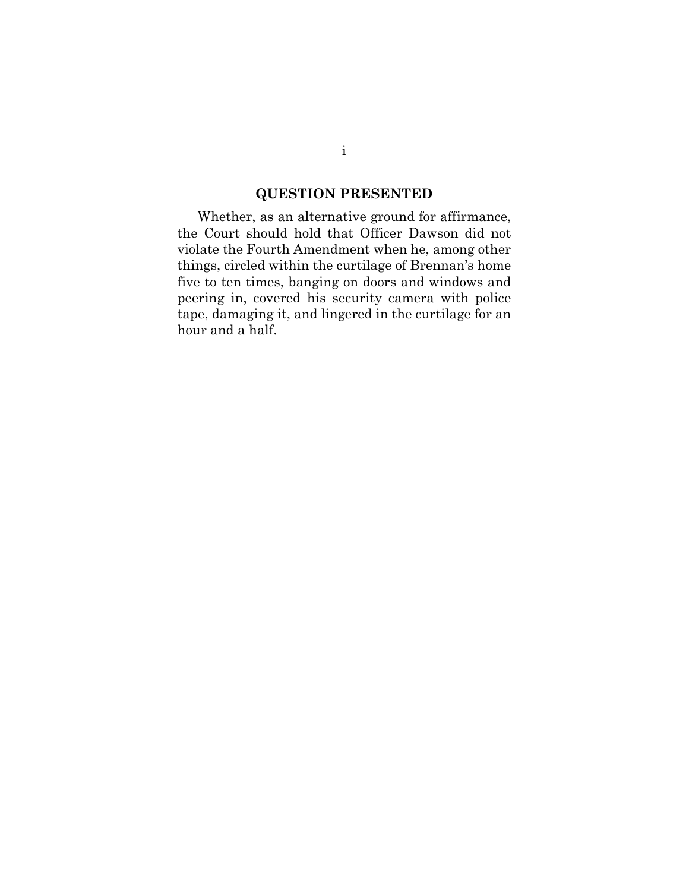## QUESTION PRESENTED

Whether, as an alternative ground for affirmance, the Court should hold that Officer Dawson did not violate the Fourth Amendment when he, among other things, circled within the curtilage of Brennan's home five to ten times, banging on doors and windows and peering in, covered his security camera with police tape, damaging it, and lingered in the curtilage for an hour and a half.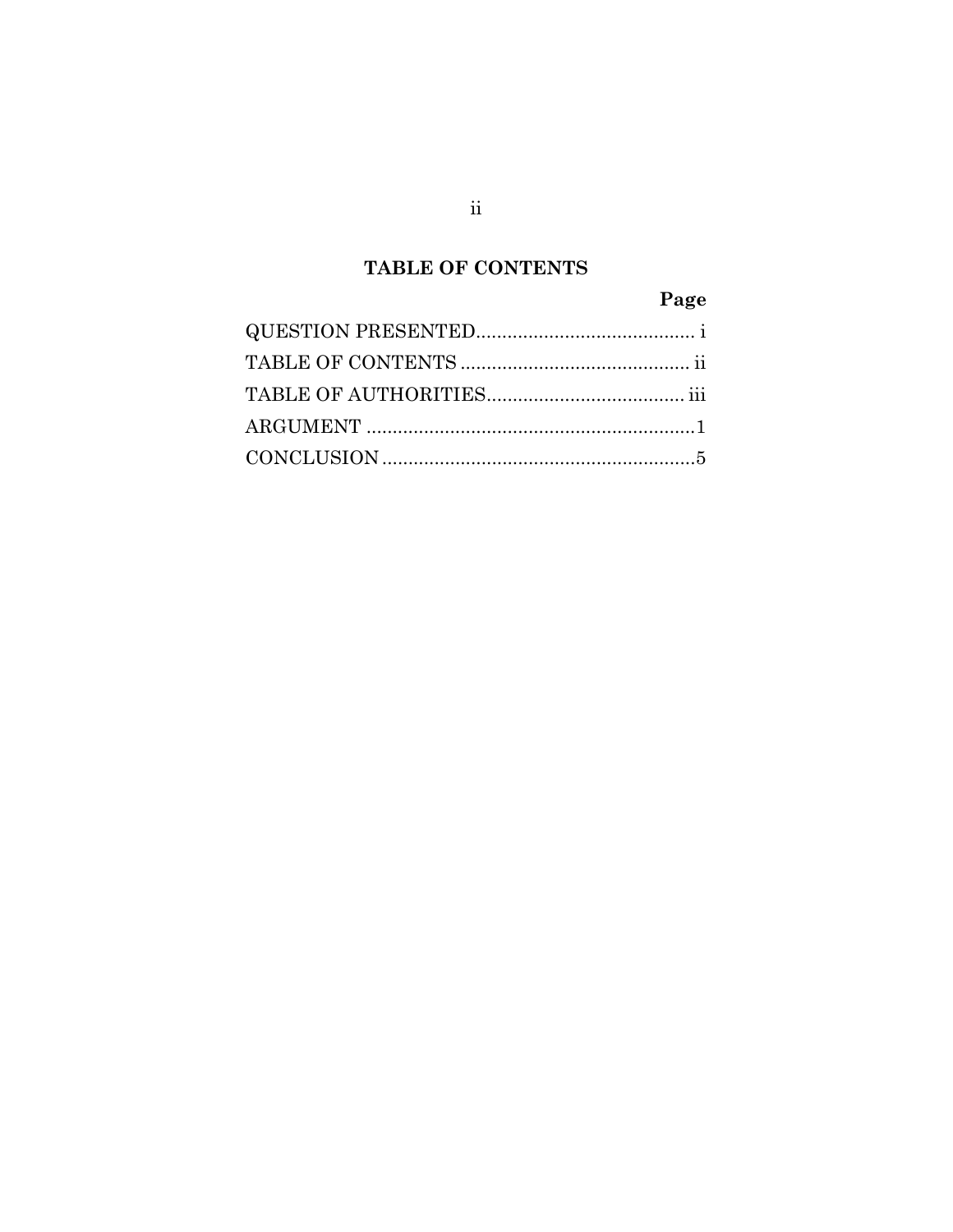# TABLE OF CONTENTS

| | Page |
|---|---|
| QUESTION PRESENTED | i |
| TABLE OF CONTENTS | ii |
| TABLE OF AUTHORITIES | iii |
| ARGUMENT | 1 |
| CONCLUSION | 5 |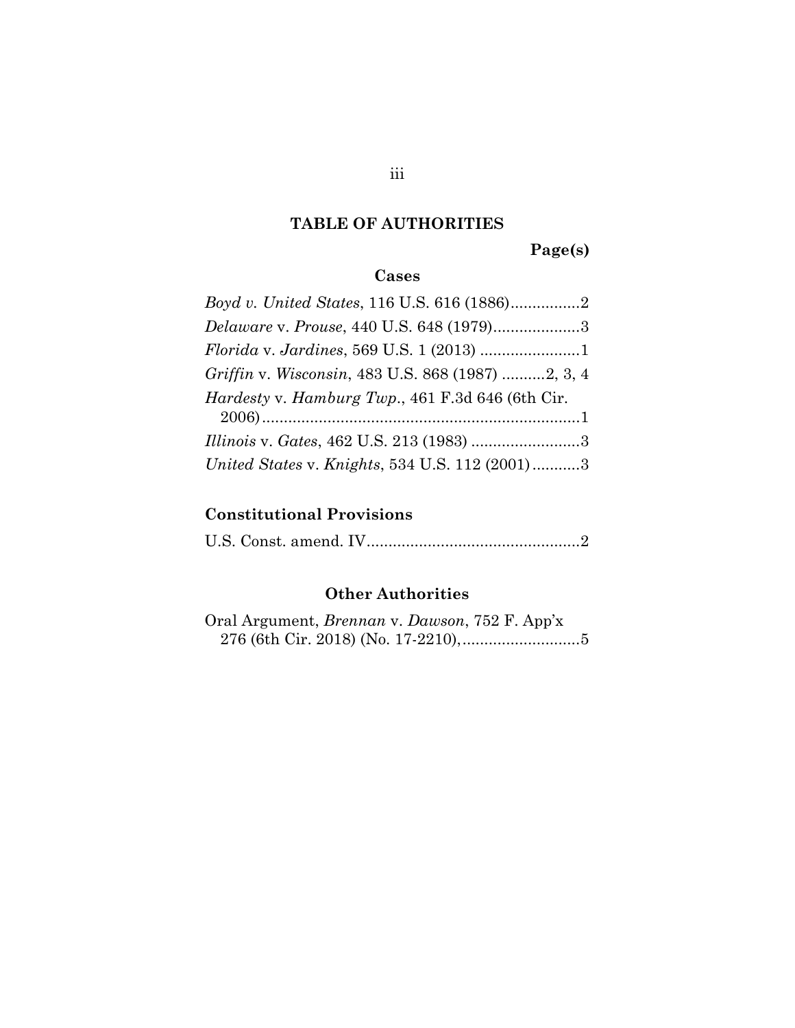## TABLE OF AUTHORITIES

**Page(s)**

### Cases

*Boyd v. United States*, 116 U.S. 616 (1886)................2

*Delaware* v. *Prouse*, 440 U.S. 648 (1979)....................3

*Florida* v. *Jardines*, 569 U.S. 1 (2013) .......................1

*Griffin* v. *Wisconsin*, 483 U.S. 868 (1987) ..........2, 3, 4

*Hardesty* v. *Hamburg Twp*., 461 F.3d 646 (6th Cir. 2006)..........................................................................1

*Illinois* v. *Gates*, 462 U.S. 213 (1983) .........................3

*United States* v. *Knights*, 534 U.S. 112 (2001)...........3

### Constitutional Provisions

U.S. Const. amend. IV.................................................2

### Other Authorities

Oral Argument, *Brennan* v. *Dawson*, 752 F. App'x 276 (6th Cir. 2018) (No. 17-2210),...........................5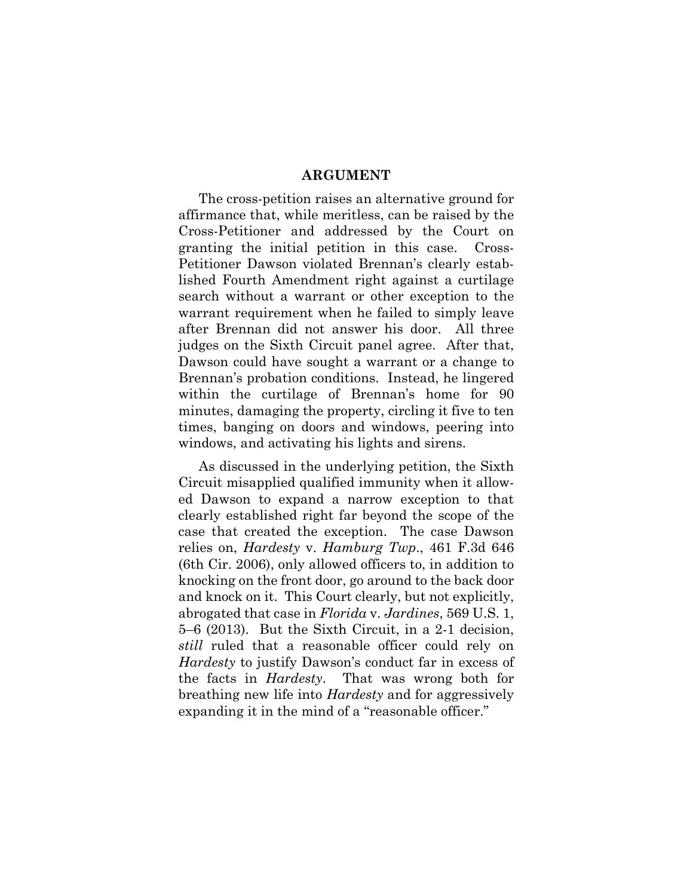## ARGUMENT

The cross-petition raises an alternative ground for affirmance that, while meritless, can be raised by the Cross-Petitioner and addressed by the Court on granting the initial petition in this case. Cross-Petitioner Dawson violated Brennan's clearly established Fourth Amendment right against a curtilage search without a warrant or other exception to the warrant requirement when he failed to simply leave after Brennan did not answer his door. All three judges on the Sixth Circuit panel agree. After that, Dawson could have sought a warrant or a change to Brennan's probation conditions. Instead, he lingered within the curtilage of Brennan's home for 90 minutes, damaging the property, circling it five to ten times, banging on doors and windows, peering into windows, and activating his lights and sirens.

As discussed in the underlying petition, the Sixth Circuit misapplied qualified immunity when it allowed Dawson to expand a narrow exception to that clearly established right far beyond the scope of the case that created the exception. The case Dawson relies on, *Hardesty* v. *Hamburg Twp*., 461 F.3d 646 (6th Cir. 2006), only allowed officers to, in addition to knocking on the front door, go around to the back door and knock on it. This Court clearly, but not explicitly, abrogated that case in *Florida* v. *Jardines*, 569 U.S. 1, 5–6 (2013). But the Sixth Circuit, in a 2-1 decision, *still* ruled that a reasonable officer could rely on *Hardesty* to justify Dawson's conduct far in excess of the facts in *Hardesty*. That was wrong both for breathing new life into *Hardesty* and for aggressively expanding it in the mind of a "reasonable officer."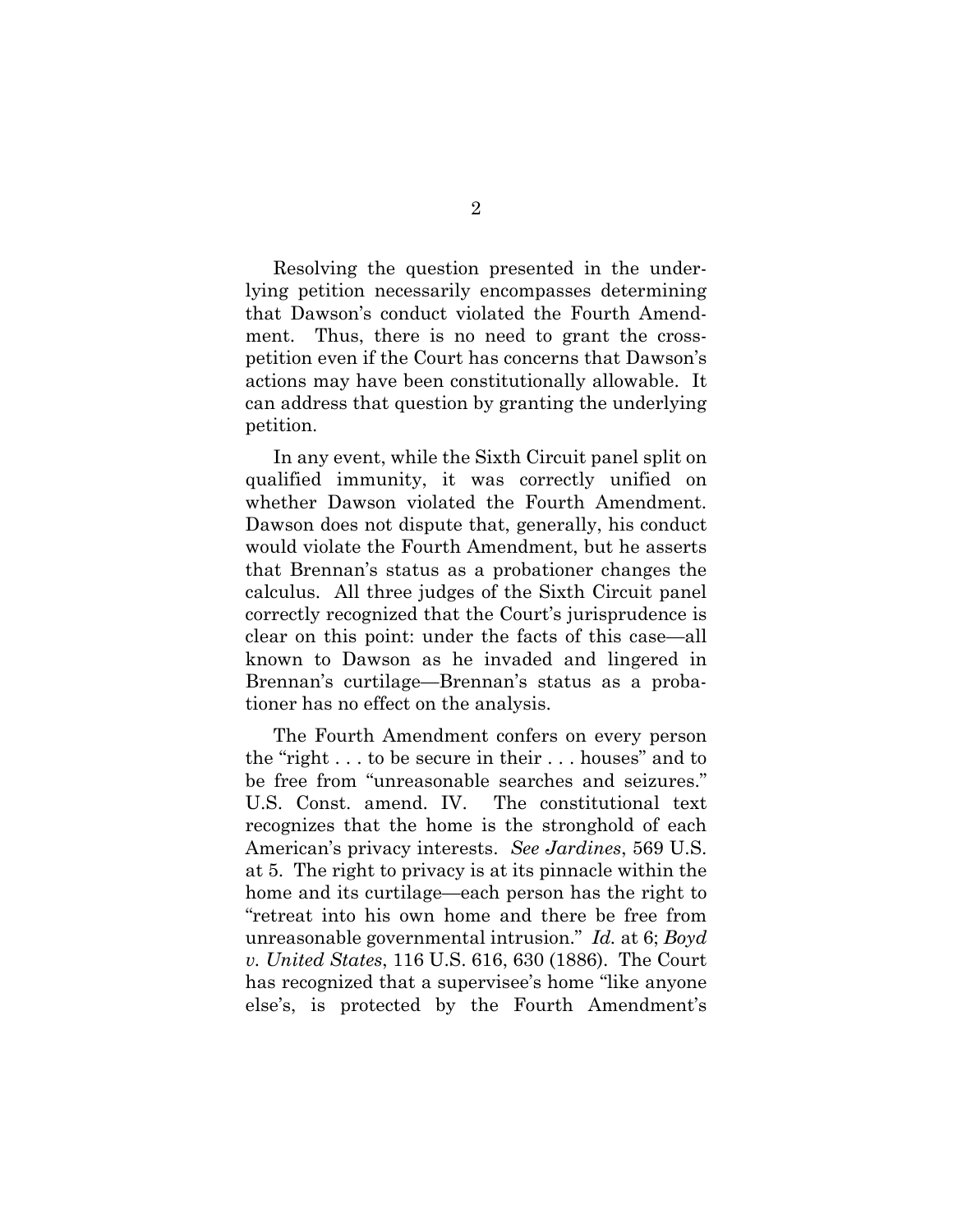Resolving the question presented in the underlying petition necessarily encompasses determining that Dawson's conduct violated the Fourth Amendment. Thus, there is no need to grant the cross-petition even if the Court has concerns that Dawson's actions may have been constitutionally allowable. It can address that question by granting the underlying petition.

In any event, while the Sixth Circuit panel split on qualified immunity, it was correctly unified on whether Dawson violated the Fourth Amendment. Dawson does not dispute that, generally, his conduct would violate the Fourth Amendment, but he asserts that Brennan's status as a probationer changes the calculus. All three judges of the Sixth Circuit panel correctly recognized that the Court's jurisprudence is clear on this point: under the facts of this case—all known to Dawson as he invaded and lingered in Brennan's curtilage—Brennan's status as a probationer has no effect on the analysis.

The Fourth Amendment confers on every person the "right . . . to be secure in their . . . houses" and to be free from "unreasonable searches and seizures." U.S. Const. amend. IV. The constitutional text recognizes that the home is the stronghold of each American's privacy interests. *See Jardines*, 569 U.S. at 5. The right to privacy is at its pinnacle within the home and its curtilage—each person has the right to "retreat into his own home and there be free from unreasonable governmental intrusion." *Id.* at 6; *Boyd v. United States*, 116 U.S. 616, 630 (1886). The Court has recognized that a supervisee's home "like anyone else's, is protected by the Fourth Amendment's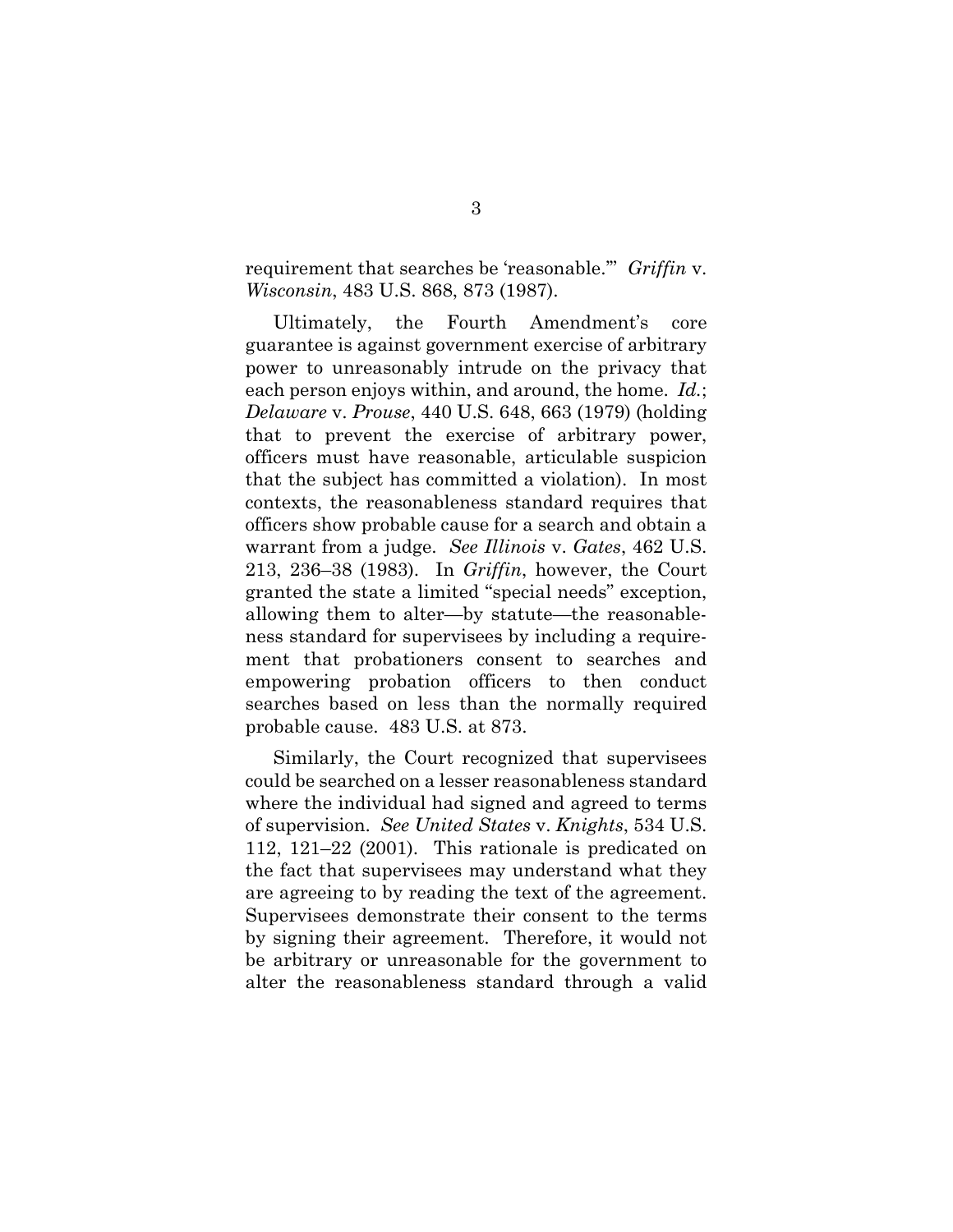requirement that searches be 'reasonable.'" *Griffin* v. *Wisconsin*, 483 U.S. 868, 873 (1987).

Ultimately, the Fourth Amendment's core guarantee is against government exercise of arbitrary power to unreasonably intrude on the privacy that each person enjoys within, and around, the home. *Id.*; *Delaware* v. *Prouse*, 440 U.S. 648, 663 (1979) (holding that to prevent the exercise of arbitrary power, officers must have reasonable, articulable suspicion that the subject has committed a violation). In most contexts, the reasonableness standard requires that officers show probable cause for a search and obtain a warrant from a judge. *See Illinois* v. *Gates*, 462 U.S. 213, 236–38 (1983). In *Griffin*, however, the Court granted the state a limited "special needs" exception, allowing them to alter—by statute—the reasonableness standard for supervisees by including a requirement that probationers consent to searches and empowering probation officers to then conduct searches based on less than the normally required probable cause. 483 U.S. at 873.

Similarly, the Court recognized that supervisees could be searched on a lesser reasonableness standard where the individual had signed and agreed to terms of supervision. *See United States* v. *Knights*, 534 U.S. 112, 121–22 (2001). This rationale is predicated on the fact that supervisees may understand what they are agreeing to by reading the text of the agreement. Supervisees demonstrate their consent to the terms by signing their agreement. Therefore, it would not be arbitrary or unreasonable for the government to alter the reasonableness standard through a valid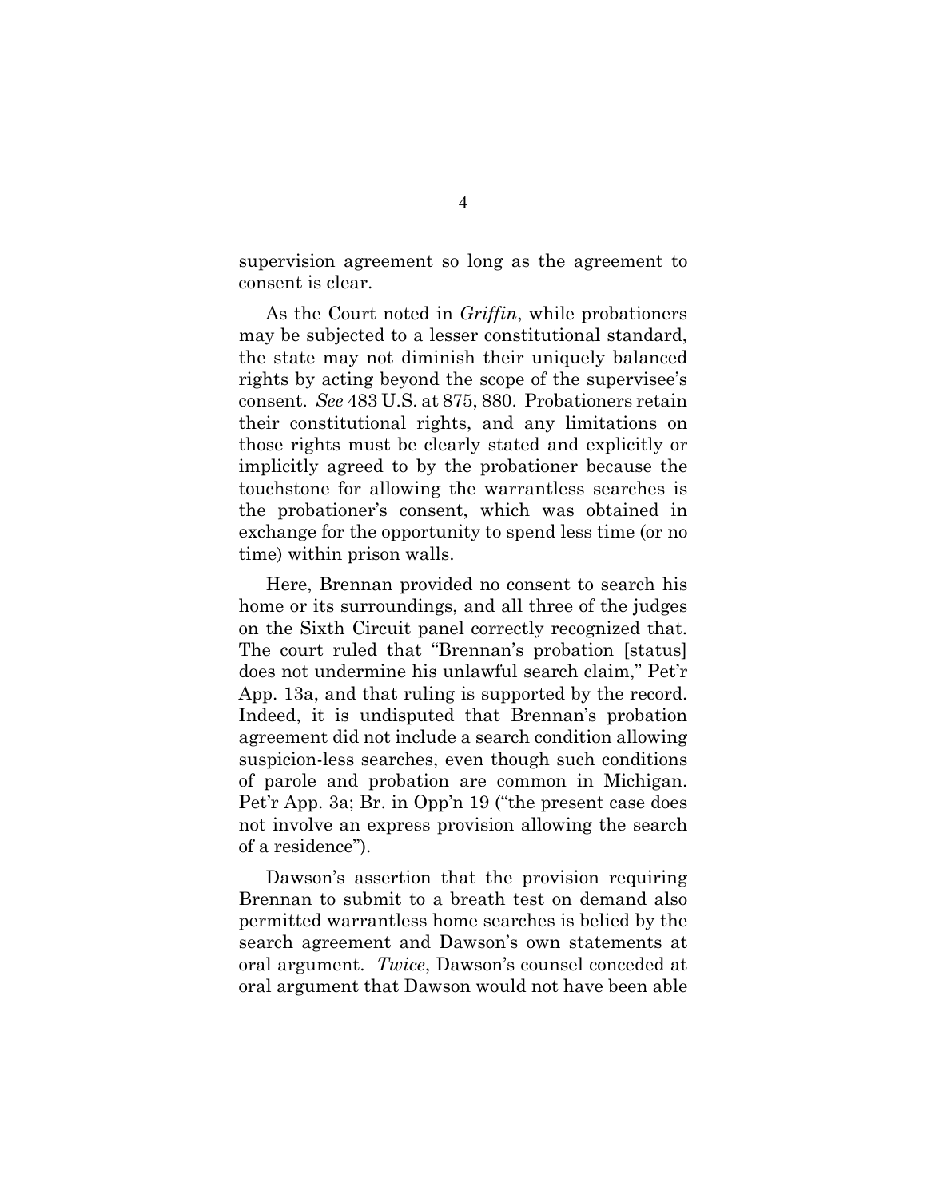supervision agreement so long as the agreement to consent is clear.

As the Court noted in *Griffin*, while probationers may be subjected to a lesser constitutional standard, the state may not diminish their uniquely balanced rights by acting beyond the scope of the supervisee's consent. *See* 483 U.S. at 875, 880. Probationers retain their constitutional rights, and any limitations on those rights must be clearly stated and explicitly or implicitly agreed to by the probationer because the touchstone for allowing the warrantless searches is the probationer's consent, which was obtained in exchange for the opportunity to spend less time (or no time) within prison walls.

Here, Brennan provided no consent to search his home or its surroundings, and all three of the judges on the Sixth Circuit panel correctly recognized that. The court ruled that "Brennan's probation [status] does not undermine his unlawful search claim," Pet'r App. 13a, and that ruling is supported by the record. Indeed, it is undisputed that Brennan's probation agreement did not include a search condition allowing suspicion-less searches, even though such conditions of parole and probation are common in Michigan. Pet'r App. 3a; Br. in Opp'n 19 ("the present case does not involve an express provision allowing the search of a residence").

Dawson's assertion that the provision requiring Brennan to submit to a breath test on demand also permitted warrantless home searches is belied by the search agreement and Dawson's own statements at oral argument. *Twice*, Dawson's counsel conceded at oral argument that Dawson would not have been able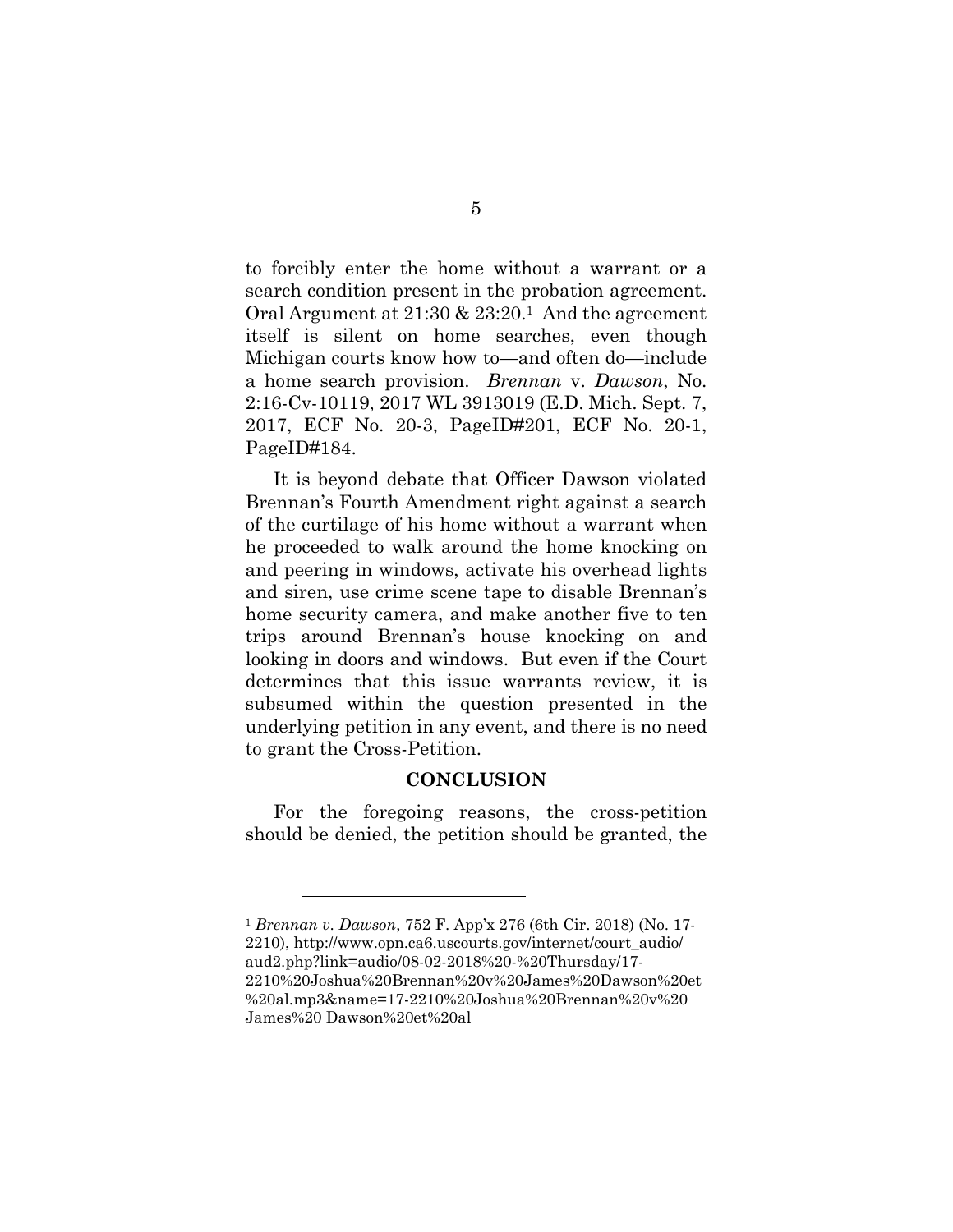to forcibly enter the home without a warrant or a search condition present in the probation agreement. Oral Argument at 21:30 & 23:20.[1] And the agreement itself is silent on home searches, even though Michigan courts know how to—and often do—include a home search provision. *Brennan* v. *Dawson*, No. 2:16-Cv-10119, 2017 WL 3913019 (E.D. Mich. Sept. 7, 2017, ECF No. 20-3, PageID#201, ECF No. 20-1, PageID#184.

It is beyond debate that Officer Dawson violated Brennan's Fourth Amendment right against a search of the curtilage of his home without a warrant when he proceeded to walk around the home knocking on and peering in windows, activate his overhead lights and siren, use crime scene tape to disable Brennan's home security camera, and make another five to ten trips around Brennan's house knocking on and looking in doors and windows. But even if the Court determines that this issue warrants review, it is subsumed within the question presented in the underlying petition in any event, and there is no need to grant the Cross-Petition.

## CONCLUSION

For the foregoing reasons, the cross-petition should be denied, the petition should be granted, the

---

[1] *Brennan v. Dawson*, 752 F. App'x 276 (6th Cir. 2018) (No. 17-2210), http://www.opn.ca6.uscourts.gov/internet/court_audio/aud2.php?link=audio/08-02-2018%20-%20Thursday/17-2210%20Joshua%20Brennan%20v%20James%20Dawson%20et%20al.mp3&name=17-2210%20Joshua%20Brennan%20v%20James%20 Dawson%20et%20al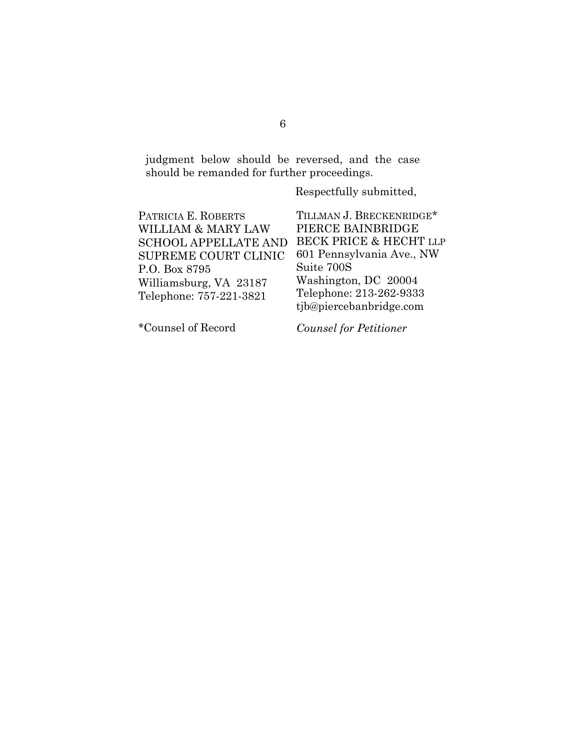judgment below should be reversed, and the case should be remanded for further proceedings.

Respectfully submitted,

PATRICIA E. ROBERTS
WILLIAM & MARY LAW SCHOOL APPELLATE AND SUPREME COURT CLINIC
P.O. Box 8795
Williamsburg, VA 23187
Telephone: 757-221-3821

TILLMAN J. BRECKENRIDGE*
PIERCE BAINBRIDGE BECK PRICE & HECHT LLP
601 Pennsylvania Ave., NW
Suite 700S
Washington, DC 20004
Telephone: 213-262-9333
tjb@piercebanbridge.com

*Counsel of Record

*Counsel for Petitioner*